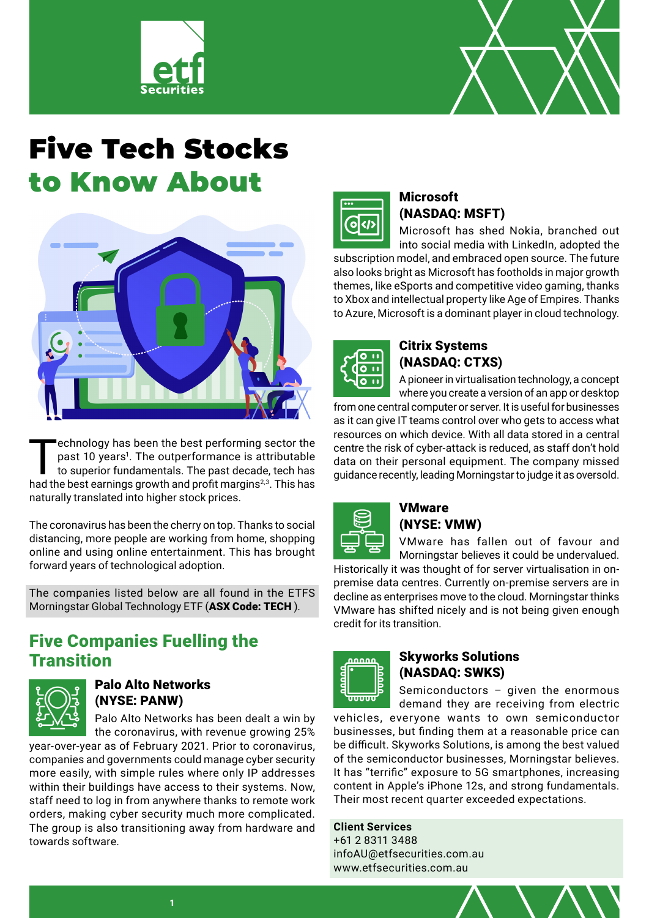# Five Tech Stocks to Know About

Technology has been the best performing sector the past 10 years[1]. The outperformance is attributable to superior fundamentals. The past decade, tech has had the best earnings growth and profit margins[2,3]. This has naturally translated into higher stock prices.

The coronavirus has been the cherry on top. Thanks to social distancing, more people are working from home, shopping online and using online entertainment. This has brought forward years of technological adoption.

The companies listed below are all found in the ETFS Morningstar Global Technology ETF (**ASX Code: TECH**).

## Five Companies Fuelling the Transition

### Palo Alto Networks (NYSE: PANW)

Palo Alto Networks has been dealt a win by the coronavirus, with revenue growing 25% year-over-year as of February 2021. Prior to coronavirus, companies and governments could manage cyber security more easily, with simple rules where only IP addresses within their buildings have access to their systems. Now, staff need to log in from anywhere thanks to remote work orders, making cyber security much more complicated. The group is also transitioning away from hardware and towards software.

### Microsoft (NASDAQ: MSFT)

Microsoft has shed Nokia, branched out into social media with LinkedIn, adopted the subscription model, and embraced open source. The future also looks bright as Microsoft has footholds in major growth themes, like eSports and competitive video gaming, thanks to Xbox and intellectual property like Age of Empires. Thanks to Azure, Microsoft is a dominant player in cloud technology.

### Citrix Systems (NASDAQ: CTXS)

A pioneer in virtualisation technology, a concept where you create a version of an app or desktop from one central computer or server. It is useful for businesses as it can give IT teams control over who gets to access what resources on which device. With all data stored in a central centre the risk of cyber-attack is reduced, as staff don't hold data on their personal equipment. The company missed guidance recently, leading Morningstar to judge it as oversold.

### VMware (NYSE: VMW)

VMware has fallen out of favour and Morningstar believes it could be undervalued. Historically it was thought of for server virtualisation in on-premise data centres. Currently on-premise servers are in decline as enterprises move to the cloud. Morningstar thinks VMware has shifted nicely and is not being given enough credit for its transition.

### Skyworks Solutions (NASDAQ: SWKS)

Semiconductors – given the enormous demand they are receiving from electric vehicles, everyone wants to own semiconductor businesses, but finding them at a reasonable price can be difficult. Skyworks Solutions, is among the best valued of the semiconductor businesses, Morningstar believes. It has "terrific" exposure to 5G smartphones, increasing content in Apple's iPhone 12s, and strong fundamentals. Their most recent quarter exceeded expectations.

**Client Services**
+61 2 8311 3488
infoAU@etfsecurities.com.au
www.etfsecurities.com.au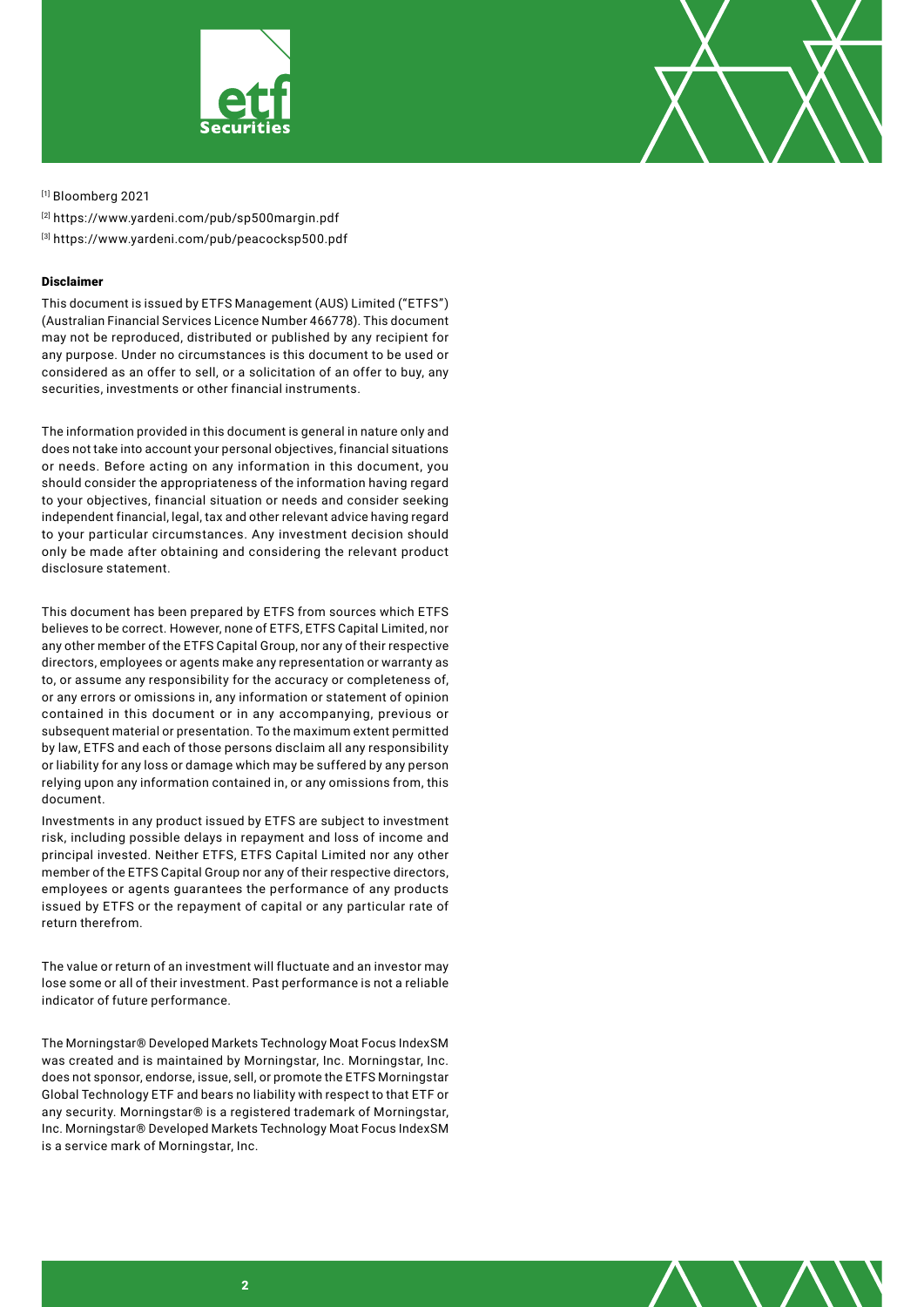[1] Bloomberg 2021

[2] https://www.yardeni.com/pub/sp500margin.pdf

[3] https://www.yardeni.com/pub/peacocksp500.pdf

**Disclaimer**

This document is issued by ETFS Management (AUS) Limited ("ETFS") (Australian Financial Services Licence Number 466778). This document may not be reproduced, distributed or published by any recipient for any purpose. Under no circumstances is this document to be used or considered as an offer to sell, or a solicitation of an offer to buy, any securities, investments or other financial instruments.

The information provided in this document is general in nature only and does not take into account your personal objectives, financial situations or needs. Before acting on any information in this document, you should consider the appropriateness of the information having regard to your objectives, financial situation or needs and consider seeking independent financial, legal, tax and other relevant advice having regard to your particular circumstances. Any investment decision should only be made after obtaining and considering the relevant product disclosure statement.

This document has been prepared by ETFS from sources which ETFS believes to be correct. However, none of ETFS, ETFS Capital Limited, nor any other member of the ETFS Capital Group, nor any of their respective directors, employees or agents make any representation or warranty as to, or assume any responsibility for the accuracy or completeness of, or any errors or omissions in, any information or statement of opinion contained in this document or in any accompanying, previous or subsequent material or presentation. To the maximum extent permitted by law, ETFS and each of those persons disclaim all any responsibility or liability for any loss or damage which may be suffered by any person relying upon any information contained in, or any omissions from, this document.

Investments in any product issued by ETFS are subject to investment risk, including possible delays in repayment and loss of income and principal invested. Neither ETFS, ETFS Capital Limited nor any other member of the ETFS Capital Group nor any of their respective directors, employees or agents guarantees the performance of any products issued by ETFS or the repayment of capital or any particular rate of return therefrom.

The value or return of an investment will fluctuate and an investor may lose some or all of their investment. Past performance is not a reliable indicator of future performance.

The Morningstar® Developed Markets Technology Moat Focus IndexSM was created and is maintained by Morningstar, Inc. Morningstar, Inc. does not sponsor, endorse, issue, sell, or promote the ETFS Morningstar Global Technology ETF and bears no liability with respect to that ETF or any security. Morningstar® is a registered trademark of Morningstar, Inc. Morningstar® Developed Markets Technology Moat Focus IndexSM is a service mark of Morningstar, Inc.